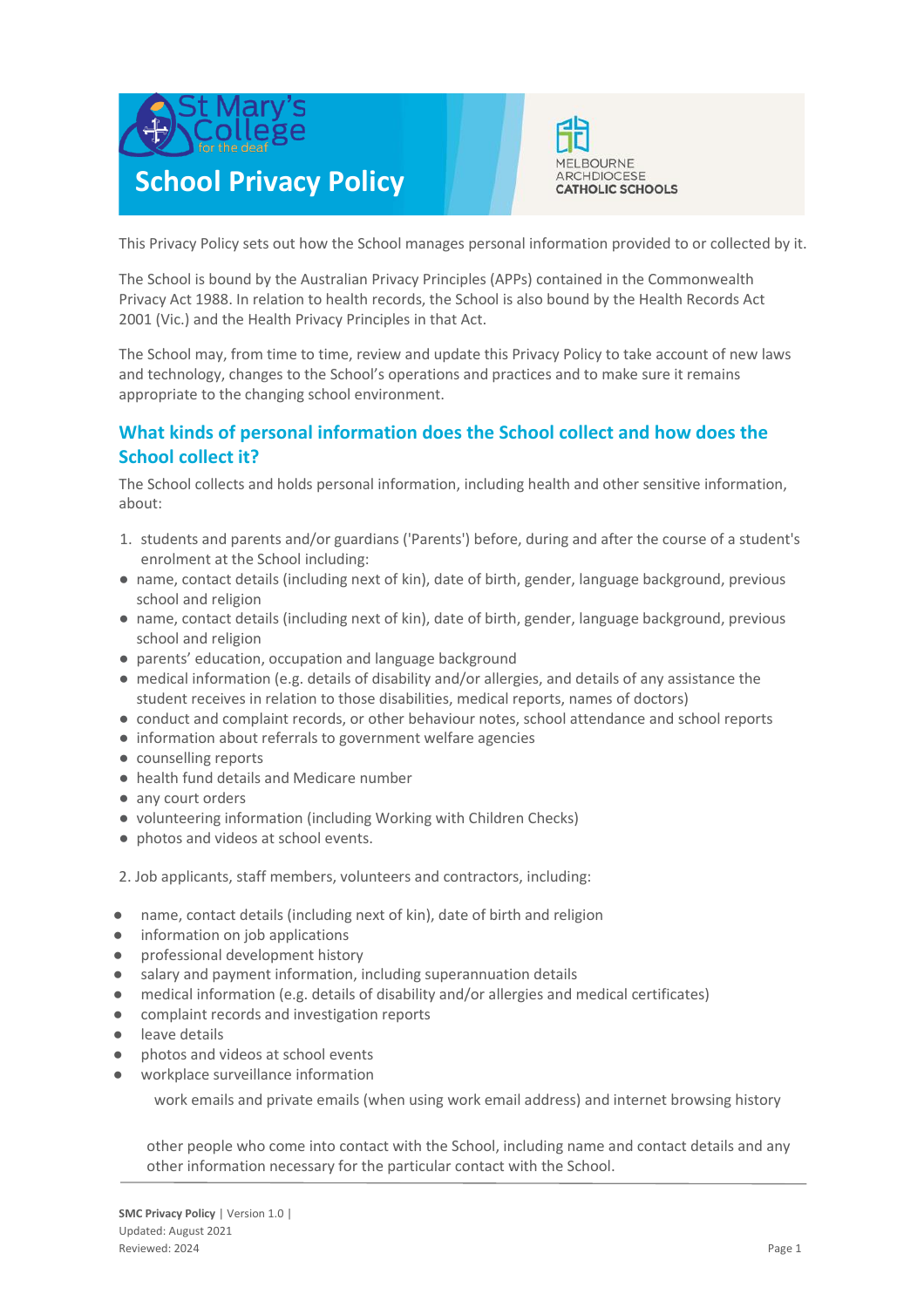# School Privacy Policy

This Privacy Policy sets out how the School manages personal information provided to or collected by it.

The School is bound by the Australian Privacy Principles (APPs) contained in the Commonwealth Privacy Act 1988. In relation to health records, the School is also bound by the Health Records Act 2001 (Vic.) and the Health Privacy Principles in that Act.

The School may, from time to time, review and update this Privacy Policy to take account of new laws and technology, changes to the School's operations and practices and to make sure it remains appropriate to the changing school environment.

## What kinds of personal information does the School collect and how does the School collect it?

The School collects and holds personal information, including health and other sensitive information, about:

1. students and parents and/or guardians ('Parents') before, during and after the course of a student's enrolment at the School including:

- name, contact details (including next of kin), date of birth, gender, language background, previous school and religion
- name, contact details (including next of kin), date of birth, gender, language background, previous school and religion
- parents' education, occupation and language background
- medical information (e.g. details of disability and/or allergies, and details of any assistance the student receives in relation to those disabilities, medical reports, names of doctors)
- conduct and complaint records, or other behaviour notes, school attendance and school reports
- information about referrals to government welfare agencies
- counselling reports
- health fund details and Medicare number
- any court orders
- volunteering information (including Working with Children Checks)
- photos and videos at school events.

2. Job applicants, staff members, volunteers and contractors, including:

- name, contact details (including next of kin), date of birth and religion
- information on job applications
- professional development history
- salary and payment information, including superannuation details
- medical information (e.g. details of disability and/or allergies and medical certificates)
- complaint records and investigation reports
- leave details
- photos and videos at school events
- workplace surveillance information

  work emails and private emails (when using work email address) and internet browsing history

  other people who come into contact with the School, including name and contact details and any other information necessary for the particular contact with the School.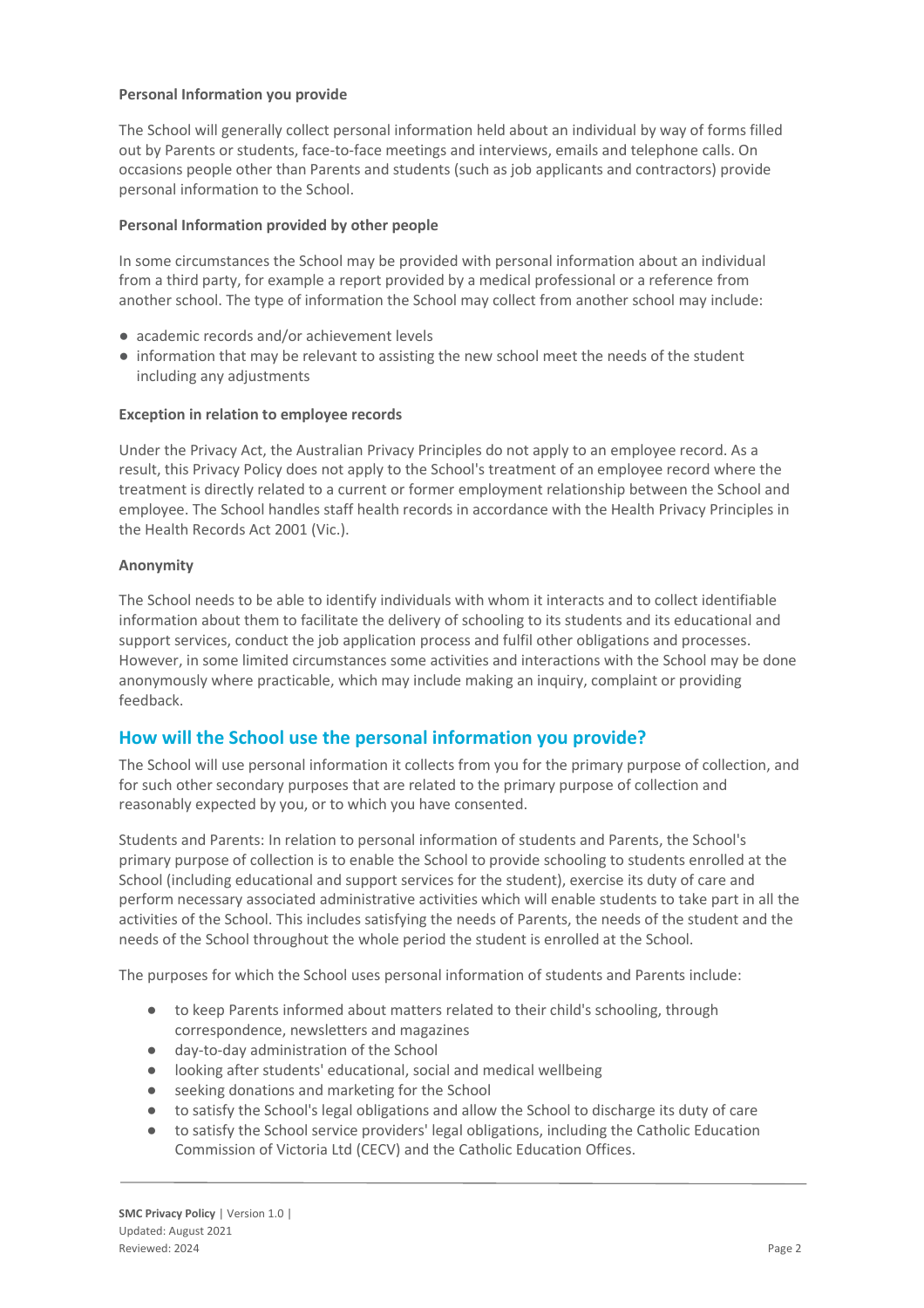#### Personal Information you provide

The School will generally collect personal information held about an individual by way of forms filled out by Parents or students, face-to-face meetings and interviews, emails and telephone calls. On occasions people other than Parents and students (such as job applicants and contractors) provide personal information to the School.

#### Personal Information provided by other people

In some circumstances the School may be provided with personal information about an individual from a third party, for example a report provided by a medical professional or a reference from another school. The type of information the School may collect from another school may include:

- academic records and/or achievement levels
- information that may be relevant to assisting the new school meet the needs of the student including any adjustments

#### Exception in relation to employee records

Under the Privacy Act, the Australian Privacy Principles do not apply to an employee record. As a result, this Privacy Policy does not apply to the School's treatment of an employee record where the treatment is directly related to a current or former employment relationship between the School and employee. The School handles staff health records in accordance with the Health Privacy Principles in the Health Records Act 2001 (Vic.).

#### Anonymity

The School needs to be able to identify individuals with whom it interacts and to collect identifiable information about them to facilitate the delivery of schooling to its students and its educational and support services, conduct the job application process and fulfil other obligations and processes. However, in some limited circumstances some activities and interactions with the School may be done anonymously where practicable, which may include making an inquiry, complaint or providing feedback.

## How will the School use the personal information you provide?

The School will use personal information it collects from you for the primary purpose of collection, and for such other secondary purposes that are related to the primary purpose of collection and reasonably expected by you, or to which you have consented.

Students and Parents: In relation to personal information of students and Parents, the School's primary purpose of collection is to enable the School to provide schooling to students enrolled at the School (including educational and support services for the student), exercise its duty of care and perform necessary associated administrative activities which will enable students to take part in all the activities of the School. This includes satisfying the needs of Parents, the needs of the student and the needs of the School throughout the whole period the student is enrolled at the School.

The purposes for which the School uses personal information of students and Parents include:

- to keep Parents informed about matters related to their child's schooling, through correspondence, newsletters and magazines
- day-to-day administration of the School
- looking after students' educational, social and medical wellbeing
- seeking donations and marketing for the School
- to satisfy the School's legal obligations and allow the School to discharge its duty of care
- to satisfy the School service providers' legal obligations, including the Catholic Education Commission of Victoria Ltd (CECV) and the Catholic Education Offices.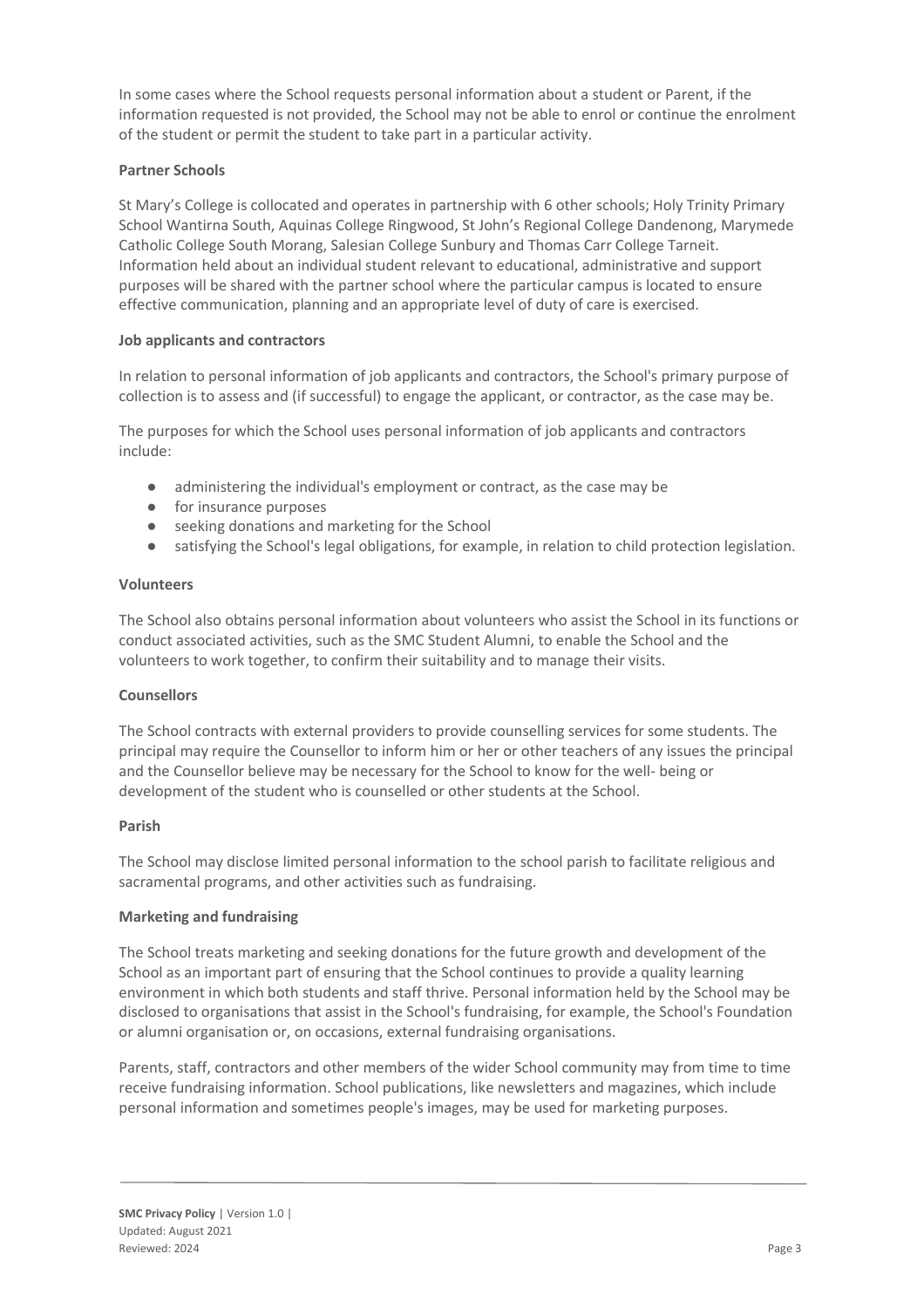In some cases where the School requests personal information about a student or Parent, if the information requested is not provided, the School may not be able to enrol or continue the enrolment of the student or permit the student to take part in a particular activity.

**Partner Schools**

St Mary's College is collocated and operates in partnership with 6 other schools; Holy Trinity Primary School Wantirna South, Aquinas College Ringwood, St John's Regional College Dandenong, Marymede Catholic College South Morang, Salesian College Sunbury and Thomas Carr College Tarneit. Information held about an individual student relevant to educational, administrative and support purposes will be shared with the partner school where the particular campus is located to ensure effective communication, planning and an appropriate level of duty of care is exercised.

**Job applicants and contractors**

In relation to personal information of job applicants and contractors, the School's primary purpose of collection is to assess and (if successful) to engage the applicant, or contractor, as the case may be.

The purposes for which the School uses personal information of job applicants and contractors include:

- administering the individual's employment or contract, as the case may be
- for insurance purposes
- seeking donations and marketing for the School
- satisfying the School's legal obligations, for example, in relation to child protection legislation.

**Volunteers**

The School also obtains personal information about volunteers who assist the School in its functions or conduct associated activities, such as the SMC Student Alumni, to enable the School and the volunteers to work together, to confirm their suitability and to manage their visits.

**Counsellors**

The School contracts with external providers to provide counselling services for some students. The principal may require the Counsellor to inform him or her or other teachers of any issues the principal and the Counsellor believe may be necessary for the School to know for the well- being or development of the student who is counselled or other students at the School.

**Parish**

The School may disclose limited personal information to the school parish to facilitate religious and sacramental programs, and other activities such as fundraising.

**Marketing and fundraising**

The School treats marketing and seeking donations for the future growth and development of the School as an important part of ensuring that the School continues to provide a quality learning environment in which both students and staff thrive. Personal information held by the School may be disclosed to organisations that assist in the School's fundraising, for example, the School's Foundation or alumni organisation or, on occasions, external fundraising organisations.

Parents, staff, contractors and other members of the wider School community may from time to time receive fundraising information. School publications, like newsletters and magazines, which include personal information and sometimes people's images, may be used for marketing purposes.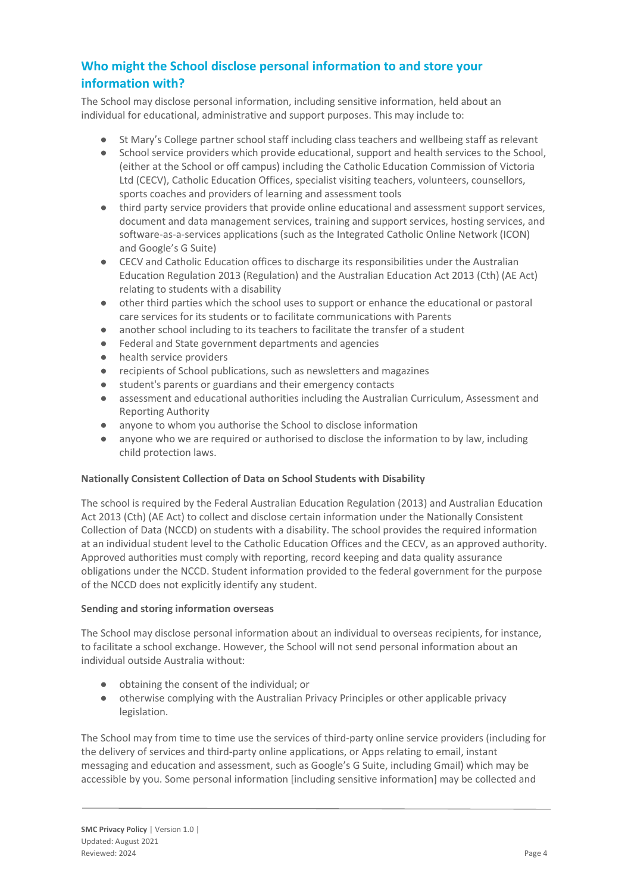## Who might the School disclose personal information to and store your information with?

The School may disclose personal information, including sensitive information, held about an individual for educational, administrative and support purposes. This may include to:

- St Mary's College partner school staff including class teachers and wellbeing staff as relevant
- School service providers which provide educational, support and health services to the School, (either at the School or off campus) including the Catholic Education Commission of Victoria Ltd (CECV), Catholic Education Offices, specialist visiting teachers, volunteers, counsellors, sports coaches and providers of learning and assessment tools
- third party service providers that provide online educational and assessment support services, document and data management services, training and support services, hosting services, and software-as-a-services applications (such as the Integrated Catholic Online Network (ICON) and Google's G Suite)
- CECV and Catholic Education offices to discharge its responsibilities under the Australian Education Regulation 2013 (Regulation) and the Australian Education Act 2013 (Cth) (AE Act) relating to students with a disability
- other third parties which the school uses to support or enhance the educational or pastoral care services for its students or to facilitate communications with Parents
- another school including to its teachers to facilitate the transfer of a student
- Federal and State government departments and agencies
- health service providers
- recipients of School publications, such as newsletters and magazines
- student's parents or guardians and their emergency contacts
- assessment and educational authorities including the Australian Curriculum, Assessment and Reporting Authority
- anyone to whom you authorise the School to disclose information
- anyone who we are required or authorised to disclose the information to by law, including child protection laws.

**Nationally Consistent Collection of Data on School Students with Disability**

The school is required by the Federal Australian Education Regulation (2013) and Australian Education Act 2013 (Cth) (AE Act) to collect and disclose certain information under the Nationally Consistent Collection of Data (NCCD) on students with a disability. The school provides the required information at an individual student level to the Catholic Education Offices and the CECV, as an approved authority. Approved authorities must comply with reporting, record keeping and data quality assurance obligations under the NCCD. Student information provided to the federal government for the purpose of the NCCD does not explicitly identify any student.

**Sending and storing information overseas**

The School may disclose personal information about an individual to overseas recipients, for instance, to facilitate a school exchange. However, the School will not send personal information about an individual outside Australia without:

- obtaining the consent of the individual; or
- otherwise complying with the Australian Privacy Principles or other applicable privacy legislation.

The School may from time to time use the services of third-party online service providers (including for the delivery of services and third-party online applications, or Apps relating to email, instant messaging and education and assessment, such as Google's G Suite, including Gmail) which may be accessible by you. Some personal information [including sensitive information] may be collected and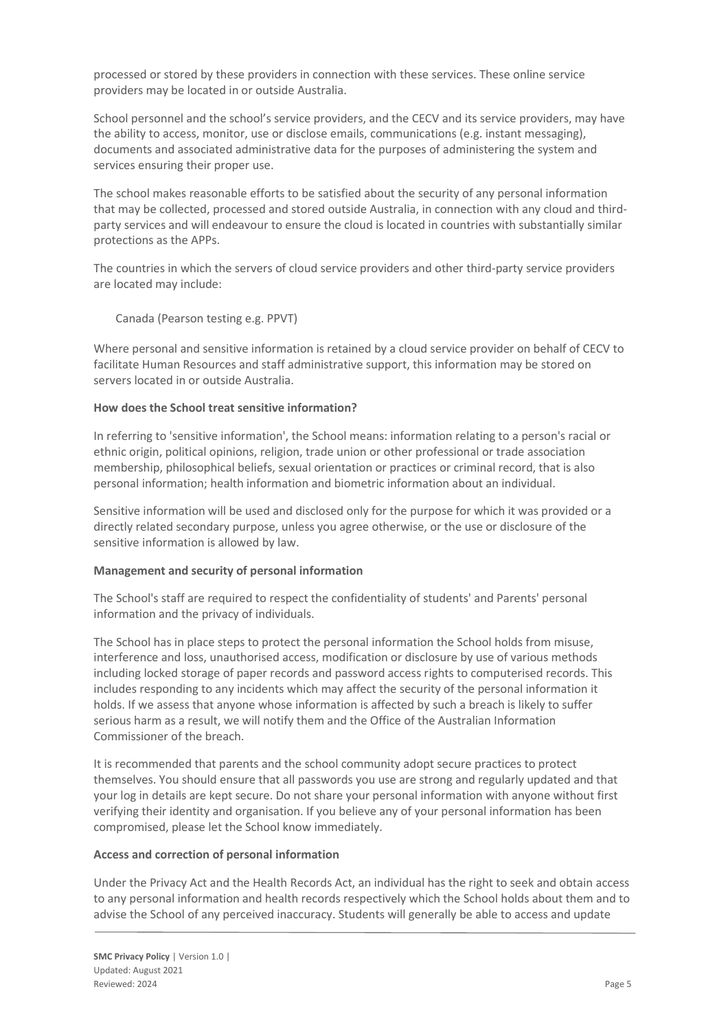processed or stored by these providers in connection with these services. These online service providers may be located in or outside Australia.

School personnel and the school's service providers, and the CECV and its service providers, may have the ability to access, monitor, use or disclose emails, communications (e.g. instant messaging), documents and associated administrative data for the purposes of administering the system and services ensuring their proper use.

The school makes reasonable efforts to be satisfied about the security of any personal information that may be collected, processed and stored outside Australia, in connection with any cloud and third-party services and will endeavour to ensure the cloud is located in countries with substantially similar protections as the APPs.

The countries in which the servers of cloud service providers and other third-party service providers are located may include:

- Canada (Pearson testing e.g. PPVT)

Where personal and sensitive information is retained by a cloud service provider on behalf of CECV to facilitate Human Resources and staff administrative support, this information may be stored on servers located in or outside Australia.

**How does the School treat sensitive information?**

In referring to 'sensitive information', the School means: information relating to a person's racial or ethnic origin, political opinions, religion, trade union or other professional or trade association membership, philosophical beliefs, sexual orientation or practices or criminal record, that is also personal information; health information and biometric information about an individual.

Sensitive information will be used and disclosed only for the purpose for which it was provided or a directly related secondary purpose, unless you agree otherwise, or the use or disclosure of the sensitive information is allowed by law.

**Management and security of personal information**

The School's staff are required to respect the confidentiality of students' and Parents' personal information and the privacy of individuals.

The School has in place steps to protect the personal information the School holds from misuse, interference and loss, unauthorised access, modification or disclosure by use of various methods including locked storage of paper records and password access rights to computerised records. This includes responding to any incidents which may affect the security of the personal information it holds. If we assess that anyone whose information is affected by such a breach is likely to suffer serious harm as a result, we will notify them and the Office of the Australian Information Commissioner of the breach.

It is recommended that parents and the school community adopt secure practices to protect themselves. You should ensure that all passwords you use are strong and regularly updated and that your log in details are kept secure. Do not share your personal information with anyone without first verifying their identity and organisation. If you believe any of your personal information has been compromised, please let the School know immediately.

**Access and correction of personal information**

Under the Privacy Act and the Health Records Act, an individual has the right to seek and obtain access to any personal information and health records respectively which the School holds about them and to advise the School of any perceived inaccuracy. Students will generally be able to access and update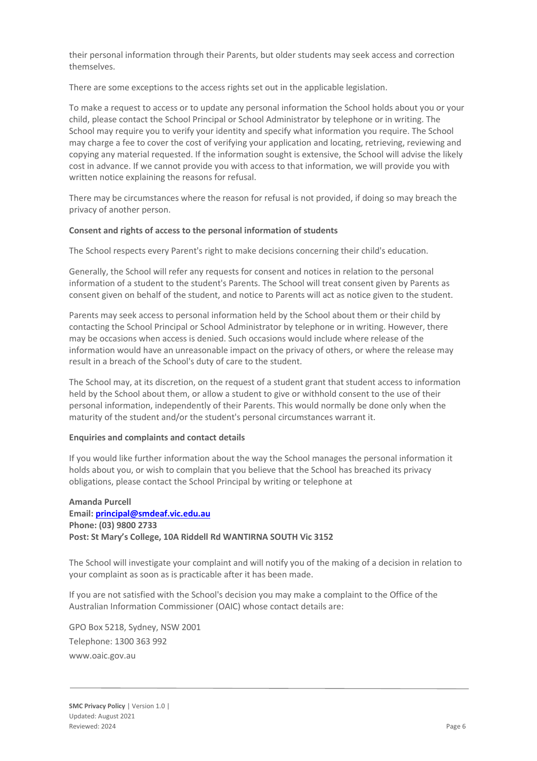their personal information through their Parents, but older students may seek access and correction themselves.

There are some exceptions to the access rights set out in the applicable legislation.

To make a request to access or to update any personal information the School holds about you or your child, please contact the School Principal or School Administrator by telephone or in writing. The School may require you to verify your identity and specify what information you require. The School may charge a fee to cover the cost of verifying your application and locating, retrieving, reviewing and copying any material requested. If the information sought is extensive, the School will advise the likely cost in advance. If we cannot provide you with access to that information, we will provide you with written notice explaining the reasons for refusal.

There may be circumstances where the reason for refusal is not provided, if doing so may breach the privacy of another person.

**Consent and rights of access to the personal information of students**

The School respects every Parent's right to make decisions concerning their child's education.

Generally, the School will refer any requests for consent and notices in relation to the personal information of a student to the student's Parents. The School will treat consent given by Parents as consent given on behalf of the student, and notice to Parents will act as notice given to the student.

Parents may seek access to personal information held by the School about them or their child by contacting the School Principal or School Administrator by telephone or in writing. However, there may be occasions when access is denied. Such occasions would include where release of the information would have an unreasonable impact on the privacy of others, or where the release may result in a breach of the School's duty of care to the student.

The School may, at its discretion, on the request of a student grant that student access to information held by the School about them, or allow a student to give or withhold consent to the use of their personal information, independently of their Parents. This would normally be done only when the maturity of the student and/or the student's personal circumstances warrant it.

**Enquiries and complaints and contact details**

If you would like further information about the way the School manages the personal information it holds about you, or wish to complain that you believe that the School has breached its privacy obligations, please contact the School Principal by writing or telephone at

**Amanda Purcell**
**Email: principal@smdeaf.vic.edu.au**
**Phone: (03) 9800 2733**
**Post: St Mary's College, 10A Riddell Rd WANTIRNA SOUTH Vic 3152**

The School will investigate your complaint and will notify you of the making of a decision in relation to your complaint as soon as is practicable after it has been made.

If you are not satisfied with the School's decision you may make a complaint to the Office of the Australian Information Commissioner (OAIC) whose contact details are:

GPO Box 5218, Sydney, NSW 2001

Telephone: 1300 363 992

www.oaic.gov.au